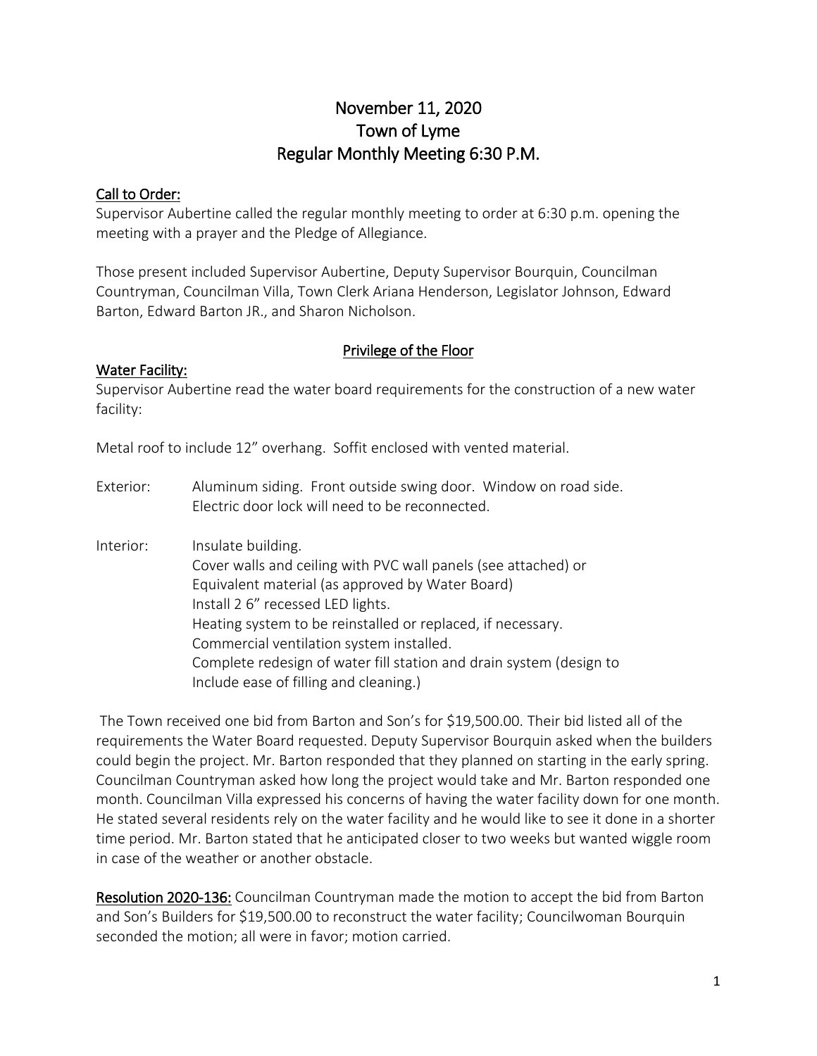# November 11, 2020
# Town of Lyme
# Regular Monthly Meeting 6:30 P.M.

## Call to Order:

Supervisor Aubertine called the regular monthly meeting to order at 6:30 p.m. opening the meeting with a prayer and the Pledge of Allegiance.

Those present included Supervisor Aubertine, Deputy Supervisor Bourquin, Councilman Countryman, Councilman Villa, Town Clerk Ariana Henderson, Legislator Johnson, Edward Barton, Edward Barton JR., and Sharon Nicholson.

## Privilege of the Floor

### Water Facility:

Supervisor Aubertine read the water board requirements for the construction of a new water facility:

Metal roof to include 12" overhang. Soffit enclosed with vented material.

Exterior: Aluminum siding. Front outside swing door. Window on road side.
Electric door lock will need to be reconnected.

Interior: Insulate building.
Cover walls and ceiling with PVC wall panels (see attached) or
Equivalent material (as approved by Water Board)
Install 2 6" recessed LED lights.
Heating system to be reinstalled or replaced, if necessary.
Commercial ventilation system installed.
Complete redesign of water fill station and drain system (design to
Include ease of filling and cleaning.)

The Town received one bid from Barton and Son's for $19,500.00. Their bid listed all of the requirements the Water Board requested. Deputy Supervisor Bourquin asked when the builders could begin the project. Mr. Barton responded that they planned on starting in the early spring. Councilman Countryman asked how long the project would take and Mr. Barton responded one month. Councilman Villa expressed his concerns of having the water facility down for one month. He stated several residents rely on the water facility and he would like to see it done in a shorter time period. Mr. Barton stated that he anticipated closer to two weeks but wanted wiggle room in case of the weather or another obstacle.

**Resolution 2020-136:** Councilman Countryman made the motion to accept the bid from Barton and Son's Builders for $19,500.00 to reconstruct the water facility; Councilwoman Bourquin seconded the motion; all were in favor; motion carried.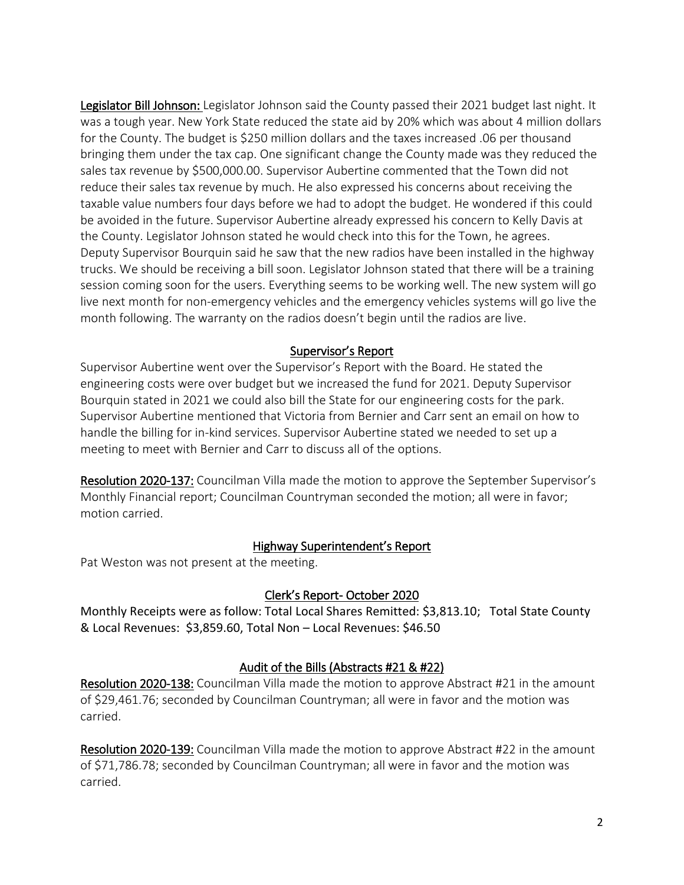**Legislator Bill Johnson:** Legislator Johnson said the County passed their 2021 budget last night. It was a tough year. New York State reduced the state aid by 20% which was about 4 million dollars for the County. The budget is $250 million dollars and the taxes increased .06 per thousand bringing them under the tax cap. One significant change the County made was they reduced the sales tax revenue by $500,000.00. Supervisor Aubertine commented that the Town did not reduce their sales tax revenue by much. He also expressed his concerns about receiving the taxable value numbers four days before we had to adopt the budget. He wondered if this could be avoided in the future. Supervisor Aubertine already expressed his concern to Kelly Davis at the County. Legislator Johnson stated he would check into this for the Town, he agrees. Deputy Supervisor Bourquin said he saw that the new radios have been installed in the highway trucks. We should be receiving a bill soon. Legislator Johnson stated that there will be a training session coming soon for the users. Everything seems to be working well. The new system will go live next month for non-emergency vehicles and the emergency vehicles systems will go live the month following. The warranty on the radios doesn't begin until the radios are live.

## Supervisor's Report

Supervisor Aubertine went over the Supervisor's Report with the Board. He stated the engineering costs were over budget but we increased the fund for 2021. Deputy Supervisor Bourquin stated in 2021 we could also bill the State for our engineering costs for the park. Supervisor Aubertine mentioned that Victoria from Bernier and Carr sent an email on how to handle the billing for in-kind services. Supervisor Aubertine stated we needed to set up a meeting to meet with Bernier and Carr to discuss all of the options.

**Resolution 2020-137:** Councilman Villa made the motion to approve the September Supervisor's Monthly Financial report; Councilman Countryman seconded the motion; all were in favor; motion carried.

## Highway Superintendent's Report

Pat Weston was not present at the meeting.

## Clerk's Report- October 2020

Monthly Receipts were as follow: Total Local Shares Remitted: $3,813.10; Total State County & Local Revenues: $3,859.60, Total Non – Local Revenues: $46.50

## Audit of the Bills (Abstracts #21 & #22)

**Resolution 2020-138:** Councilman Villa made the motion to approve Abstract #21 in the amount of $29,461.76; seconded by Councilman Countryman; all were in favor and the motion was carried.

**Resolution 2020-139:** Councilman Villa made the motion to approve Abstract #22 in the amount of $71,786.78; seconded by Councilman Countryman; all were in favor and the motion was carried.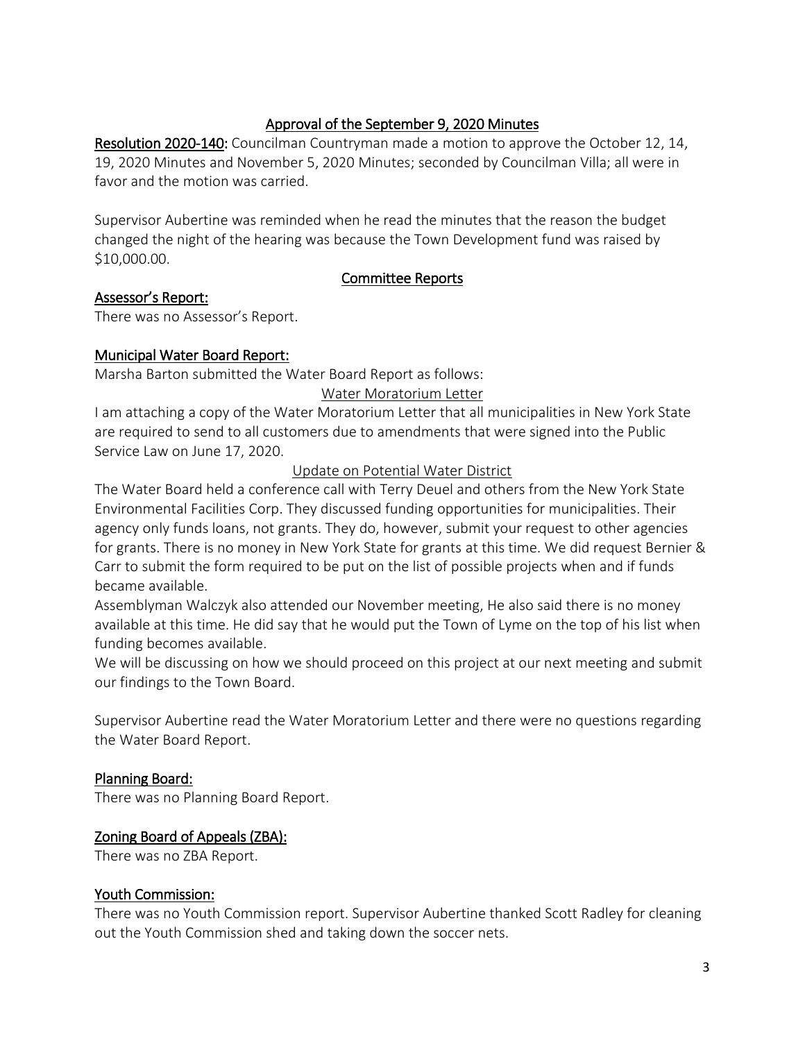## Approval of the September 9, 2020 Minutes

**Resolution 2020-140:** Councilman Countryman made a motion to approve the October 12, 14, 19, 2020 Minutes and November 5, 2020 Minutes; seconded by Councilman Villa; all were in favor and the motion was carried.

Supervisor Aubertine was reminded when he read the minutes that the reason the budget changed the night of the hearing was because the Town Development fund was raised by $10,000.00.

## Committee Reports

### Assessor's Report:

There was no Assessor's Report.

### Municipal Water Board Report:

Marsha Barton submitted the Water Board Report as follows:

Water Moratorium Letter

I am attaching a copy of the Water Moratorium Letter that all municipalities in New York State are required to send to all customers due to amendments that were signed into the Public Service Law on June 17, 2020.

Update on Potential Water District

The Water Board held a conference call with Terry Deuel and others from the New York State Environmental Facilities Corp. They discussed funding opportunities for municipalities. Their agency only funds loans, not grants. They do, however, submit your request to other agencies for grants. There is no money in New York State for grants at this time. We did request Bernier & Carr to submit the form required to be put on the list of possible projects when and if funds became available.

Assemblyman Walczyk also attended our November meeting, He also said there is no money available at this time. He did say that he would put the Town of Lyme on the top of his list when funding becomes available.

We will be discussing on how we should proceed on this project at our next meeting and submit our findings to the Town Board.

Supervisor Aubertine read the Water Moratorium Letter and there were no questions regarding the Water Board Report.

### Planning Board:

There was no Planning Board Report.

### Zoning Board of Appeals (ZBA):

There was no ZBA Report.

### Youth Commission:

There was no Youth Commission report. Supervisor Aubertine thanked Scott Radley for cleaning out the Youth Commission shed and taking down the soccer nets.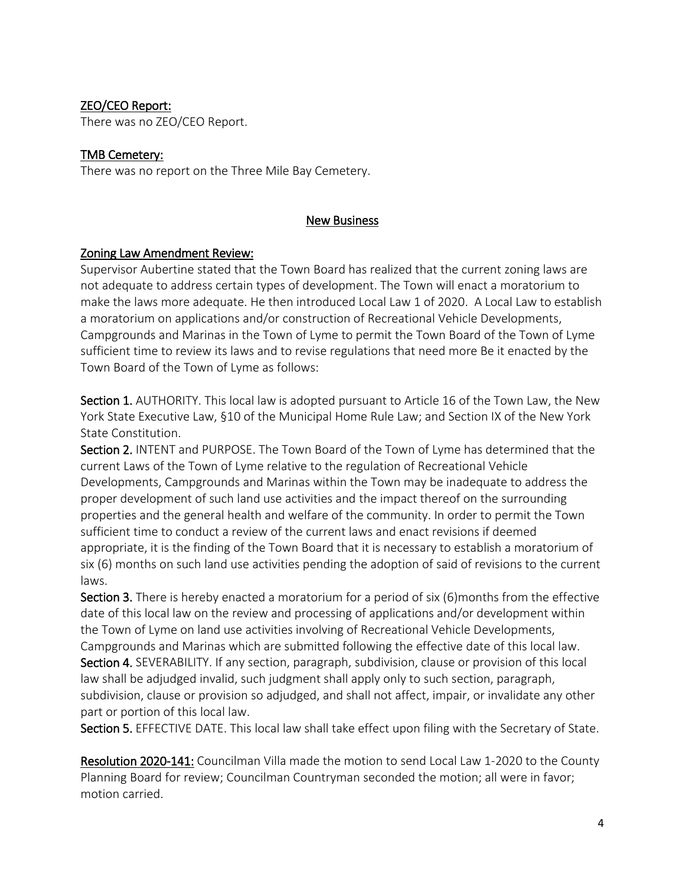## ZEO/CEO Report:

There was no ZEO/CEO Report.

## TMB Cemetery:

There was no report on the Three Mile Bay Cemetery.

## New Business

## Zoning Law Amendment Review:

Supervisor Aubertine stated that the Town Board has realized that the current zoning laws are not adequate to address certain types of development. The Town will enact a moratorium to make the laws more adequate. He then introduced Local Law 1 of 2020. A Local Law to establish a moratorium on applications and/or construction of Recreational Vehicle Developments, Campgrounds and Marinas in the Town of Lyme to permit the Town Board of the Town of Lyme sufficient time to review its laws and to revise regulations that need more Be it enacted by the Town Board of the Town of Lyme as follows:

**Section 1.** AUTHORITY. This local law is adopted pursuant to Article 16 of the Town Law, the New York State Executive Law, §10 of the Municipal Home Rule Law; and Section IX of the New York State Constitution.

**Section 2.** INTENT and PURPOSE. The Town Board of the Town of Lyme has determined that the current Laws of the Town of Lyme relative to the regulation of Recreational Vehicle Developments, Campgrounds and Marinas within the Town may be inadequate to address the proper development of such land use activities and the impact thereof on the surrounding properties and the general health and welfare of the community. In order to permit the Town sufficient time to conduct a review of the current laws and enact revisions if deemed appropriate, it is the finding of the Town Board that it is necessary to establish a moratorium of six (6) months on such land use activities pending the adoption of said of revisions to the current laws.

**Section 3.** There is hereby enacted a moratorium for a period of six (6)months from the effective date of this local law on the review and processing of applications and/or development within the Town of Lyme on land use activities involving of Recreational Vehicle Developments, Campgrounds and Marinas which are submitted following the effective date of this local law.

**Section 4.** SEVERABILITY. If any section, paragraph, subdivision, clause or provision of this local law shall be adjudged invalid, such judgment shall apply only to such section, paragraph, subdivision, clause or provision so adjudged, and shall not affect, impair, or invalidate any other part or portion of this local law.

**Section 5.** EFFECTIVE DATE. This local law shall take effect upon filing with the Secretary of State.

**Resolution 2020-141:** Councilman Villa made the motion to send Local Law 1-2020 to the County Planning Board for review; Councilman Countryman seconded the motion; all were in favor; motion carried.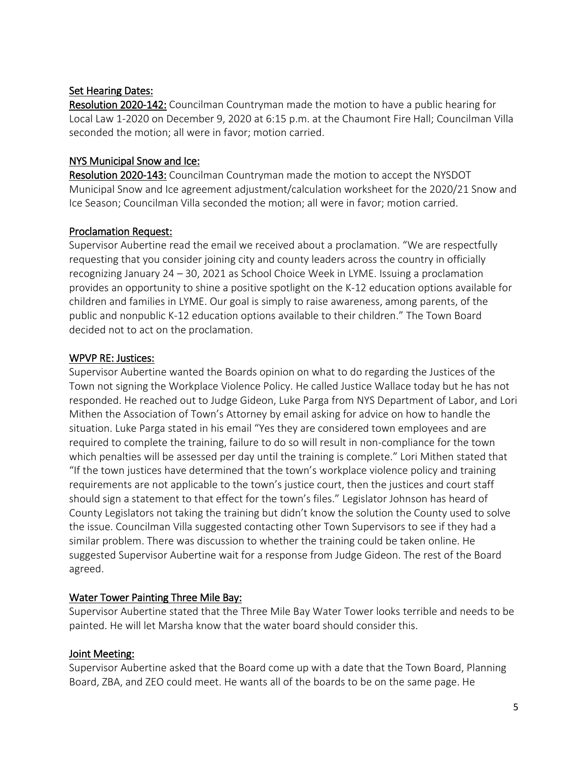## Set Hearing Dates:

Resolution 2020-142: Councilman Countryman made the motion to have a public hearing for Local Law 1-2020 on December 9, 2020 at 6:15 p.m. at the Chaumont Fire Hall; Councilman Villa seconded the motion; all were in favor; motion carried.

## NYS Municipal Snow and Ice:

Resolution 2020-143: Councilman Countryman made the motion to accept the NYSDOT Municipal Snow and Ice agreement adjustment/calculation worksheet for the 2020/21 Snow and Ice Season; Councilman Villa seconded the motion; all were in favor; motion carried.

## Proclamation Request:

Supervisor Aubertine read the email we received about a proclamation. "We are respectfully requesting that you consider joining city and county leaders across the country in officially recognizing January 24 – 30, 2021 as School Choice Week in LYME. Issuing a proclamation provides an opportunity to shine a positive spotlight on the K-12 education options available for children and families in LYME. Our goal is simply to raise awareness, among parents, of the public and nonpublic K-12 education options available to their children." The Town Board decided not to act on the proclamation.

## WPVP RE: Justices:

Supervisor Aubertine wanted the Boards opinion on what to do regarding the Justices of the Town not signing the Workplace Violence Policy. He called Justice Wallace today but he has not responded. He reached out to Judge Gideon, Luke Parga from NYS Department of Labor, and Lori Mithen the Association of Town's Attorney by email asking for advice on how to handle the situation. Luke Parga stated in his email "Yes they are considered town employees and are required to complete the training, failure to do so will result in non-compliance for the town which penalties will be assessed per day until the training is complete." Lori Mithen stated that "If the town justices have determined that the town's workplace violence policy and training requirements are not applicable to the town's justice court, then the justices and court staff should sign a statement to that effect for the town's files." Legislator Johnson has heard of County Legislators not taking the training but didn't know the solution the County used to solve the issue. Councilman Villa suggested contacting other Town Supervisors to see if they had a similar problem. There was discussion to whether the training could be taken online. He suggested Supervisor Aubertine wait for a response from Judge Gideon. The rest of the Board agreed.

## Water Tower Painting Three Mile Bay:

Supervisor Aubertine stated that the Three Mile Bay Water Tower looks terrible and needs to be painted. He will let Marsha know that the water board should consider this.

## Joint Meeting:

Supervisor Aubertine asked that the Board come up with a date that the Town Board, Planning Board, ZBA, and ZEO could meet. He wants all of the boards to be on the same page. He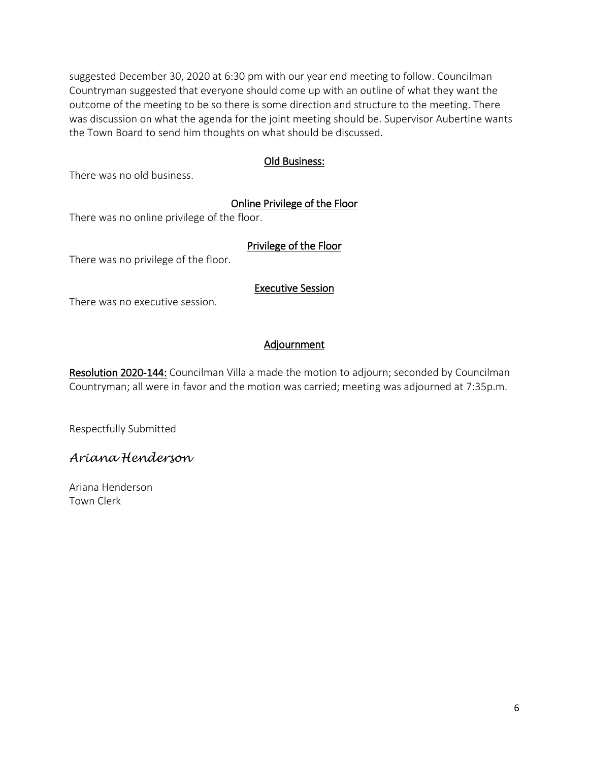suggested December 30, 2020 at 6:30 pm with our year end meeting to follow. Councilman Countryman suggested that everyone should come up with an outline of what they want the outcome of the meeting to be so there is some direction and structure to the meeting. There was discussion on what the agenda for the joint meeting should be. Supervisor Aubertine wants the Town Board to send him thoughts on what should be discussed.

## Old Business:

There was no old business.

## Online Privilege of the Floor

There was no online privilege of the floor.

## Privilege of the Floor

There was no privilege of the floor.

## Executive Session

There was no executive session.

## Adjournment

**Resolution 2020-144:** Councilman Villa a made the motion to adjourn; seconded by Councilman Countryman; all were in favor and the motion was carried; meeting was adjourned at 7:35p.m.

Respectfully Submitted

*Ariana Henderson*

Ariana Henderson
Town Clerk